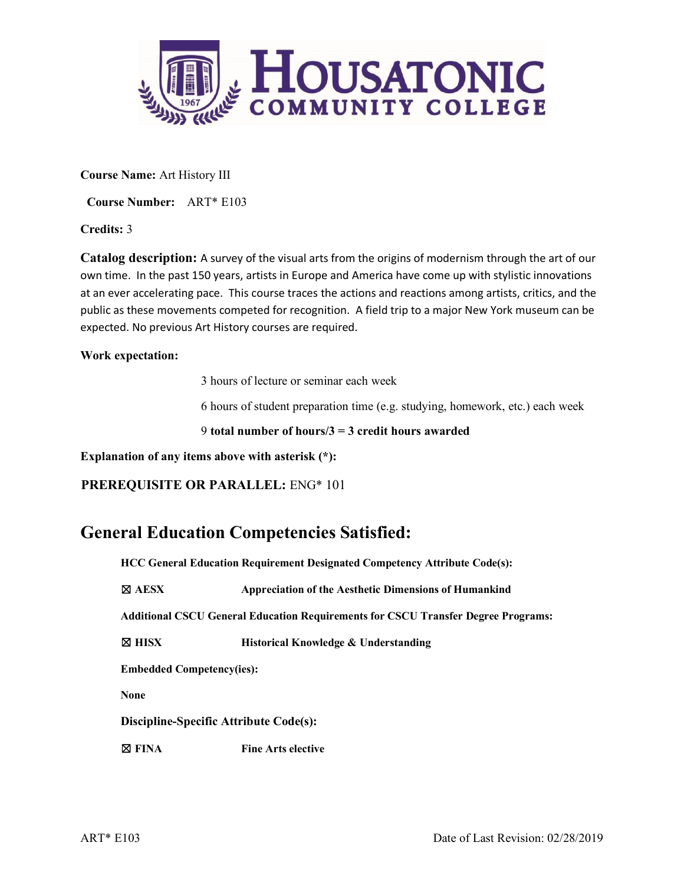**Course Name:** Art History III

**Course Number:** ART* E103

**Credits:** 3

**Catalog description:** A survey of the visual arts from the origins of modernism through the art of our own time. In the past 150 years, artists in Europe and America have come up with stylistic innovations at an ever accelerating pace. This course traces the actions and reactions among artists, critics, and the public as these movements competed for recognition. A field trip to a major New York museum can be expected. No previous Art History courses are required.

**Work expectation:**

3 hours of lecture or seminar each week

6 hours of student preparation time (e.g. studying, homework, etc.) each week

9 **total number of hours/3 = 3 credit hours awarded**

**Explanation of any items above with asterisk (*):**

**PREREQUISITE OR PARALLEL:** ENG* 101

## General Education Competencies Satisfied:

**HCC General Education Requirement Designated Competency Attribute Code(s):**

☒ **AESX** — **Appreciation of the Aesthetic Dimensions of Humankind**

**Additional CSCU General Education Requirements for CSCU Transfer Degree Programs:**

☒ **HISX** — **Historical Knowledge & Understanding**

**Embedded Competency(ies):**

**None**

**Discipline-Specific Attribute Code(s):**

☒ **FINA** — **Fine Arts elective**

ART* E103 Date of Last Revision: 02/28/2019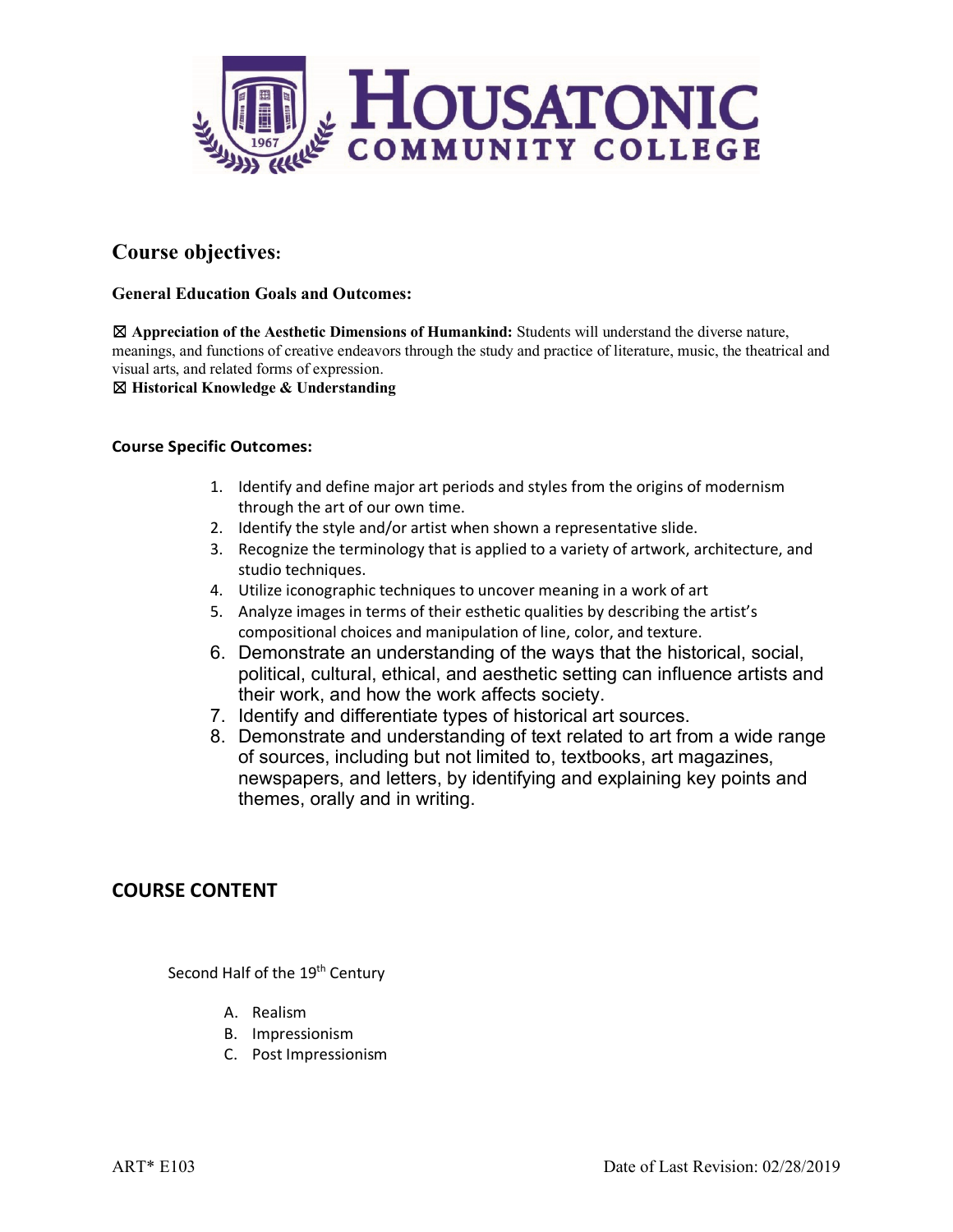## Course objectives:

**General Education Goals and Outcomes:**

☒ **Appreciation of the Aesthetic Dimensions of Humankind:** Students will understand the diverse nature, meanings, and functions of creative endeavors through the study and practice of literature, music, the theatrical and visual arts, and related forms of expression.
☒ **Historical Knowledge & Understanding**

**Course Specific Outcomes:**

1. Identify and define major art periods and styles from the origins of modernism through the art of our own time.
2. Identify the style and/or artist when shown a representative slide.
3. Recognize the terminology that is applied to a variety of artwork, architecture, and studio techniques.
4. Utilize iconographic techniques to uncover meaning in a work of art
5. Analyze images in terms of their esthetic qualities by describing the artist's compositional choices and manipulation of line, color, and texture.
6. Demonstrate an understanding of the ways that the historical, social, political, cultural, ethical, and aesthetic setting can influence artists and their work, and how the work affects society.
7. Identify and differentiate types of historical art sources.
8. Demonstrate and understanding of text related to art from a wide range of sources, including but not limited to, textbooks, art magazines, newspapers, and letters, by identifying and explaining key points and themes, orally and in writing.

## COURSE CONTENT

Second Half of the 19th Century

A. Realism
B. Impressionism
C. Post Impressionism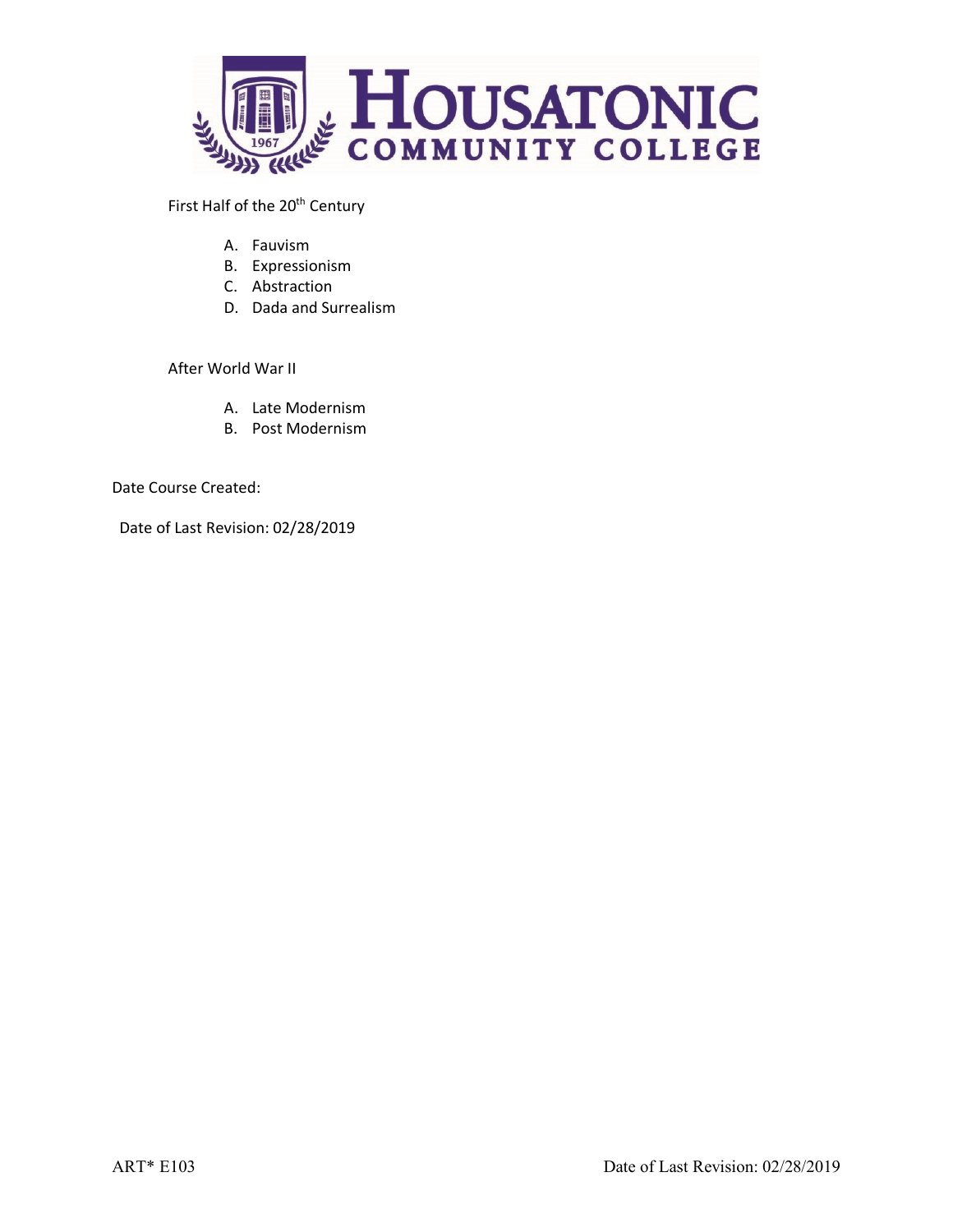First Half of the 20th Century

A. Fauvism
B. Expressionism
C. Abstraction
D. Dada and Surrealism

After World War II

A. Late Modernism
B. Post Modernism

Date Course Created:

Date of Last Revision: 02/28/2019